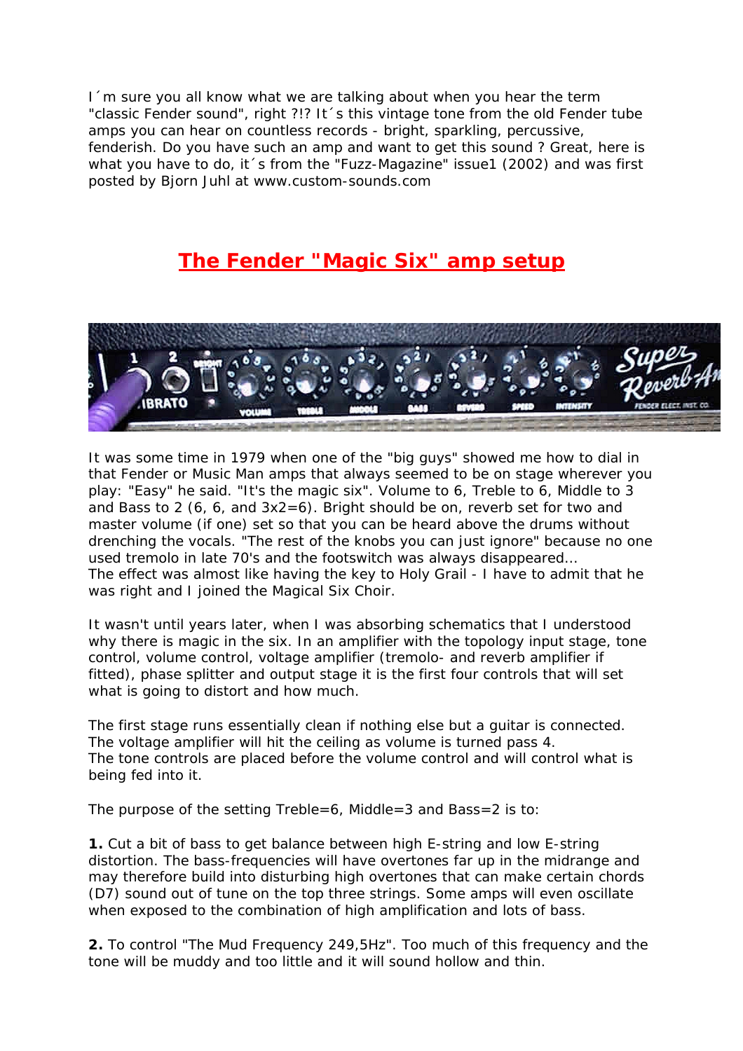I´m sure you all know what we are talking about when you hear the term "classic Fender sound", right ?!? It´s this vintage tone from the old Fender tube amps you can hear on countless records - bright, sparkling, percussive, fenderish. Do you have such an amp and want to get this sound ? Great, here is what you have to do, it´s from the "Fuzz-Magazine" issue1 (2002) and was first posted by Bjorn Juhl at www.custom-sounds.com

# The Fender "Magic Six" amp setup

It was some time in 1979 when one of the "big guys" showed me how to dial in that Fender or Music Man amps that always seemed to be on stage wherever you play: "Easy" he said. "It's the magic six". Volume to 6, Treble to 6, Middle to 3 and Bass to 2 (6, 6, and 3x2=6). Bright should be on, reverb set for two and master volume (if one) set so that you can be heard above the drums without drenching the vocals. "The rest of the knobs you can just ignore" because no one used tremolo in late 70's and the footswitch was always disappeared...
The effect was almost like having the key to Holy Grail - I have to admit that he was right and I joined the Magical Six Choir.

It wasn't until years later, when I was absorbing schematics that I understood why there is magic in the six. In an amplifier with the topology input stage, tone control, volume control, voltage amplifier (tremolo- and reverb amplifier if fitted), phase splitter and output stage it is the first four controls that will set what is going to distort and how much.

The first stage runs essentially clean if nothing else but a guitar is connected.
The voltage amplifier will hit the ceiling as volume is turned pass 4.
The tone controls are placed before the volume control and will control what is being fed into it.

The purpose of the setting Treble=6, Middle=3 and Bass=2 is to:

**1.** Cut a bit of bass to get balance between high E-string and low E-string distortion. The bass-frequencies will have overtones far up in the midrange and may therefore build into disturbing high overtones that can make certain chords (D7) sound out of tune on the top three strings. Some amps will even oscillate when exposed to the combination of high amplification and lots of bass.

**2.** To control "The Mud Frequency 249,5Hz". Too much of this frequency and the tone will be muddy and too little and it will sound hollow and thin.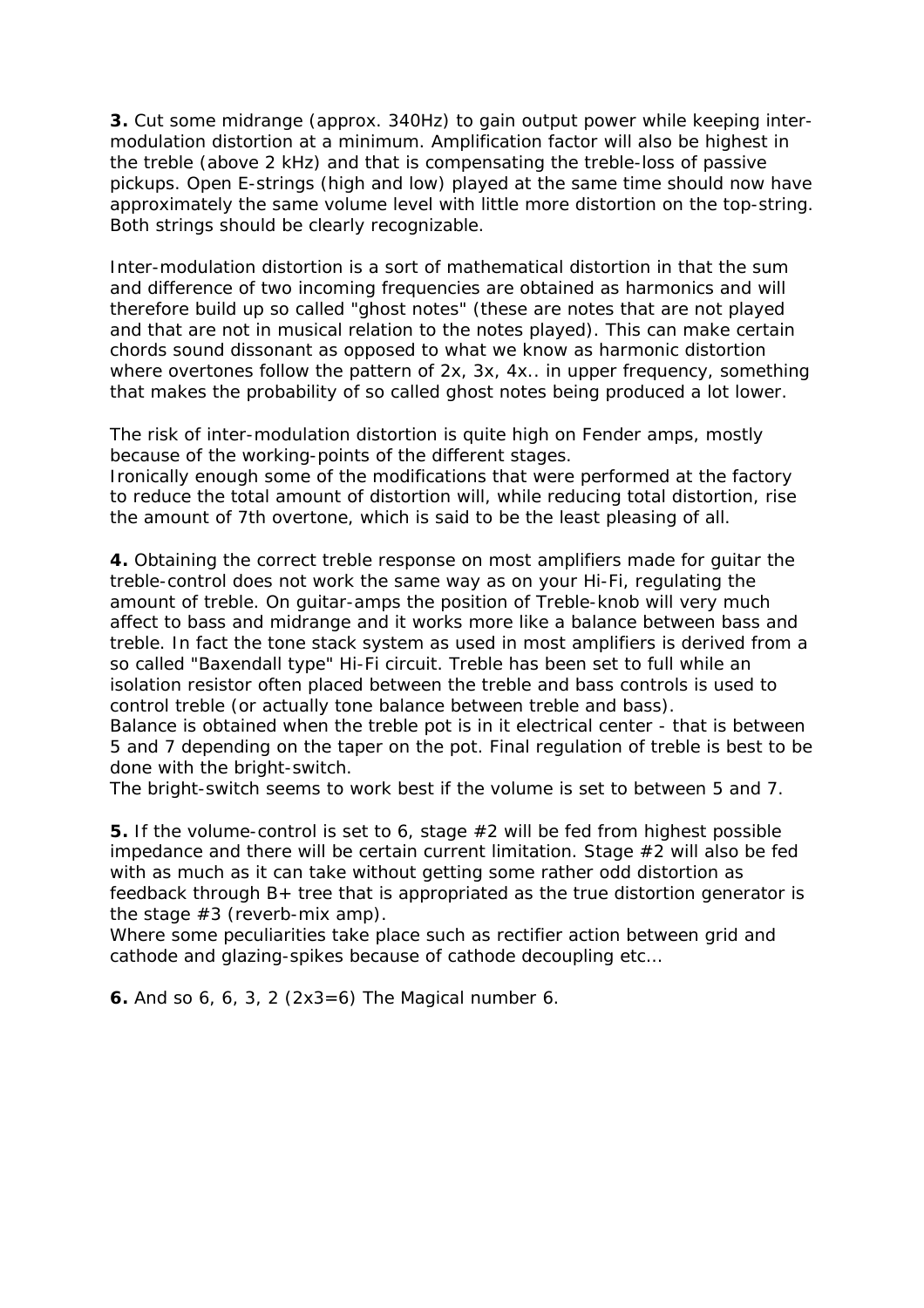**3.** Cut some midrange (approx. 340Hz) to gain output power while keeping inter-modulation distortion at a minimum. Amplification factor will also be highest in the treble (above 2 kHz) and that is compensating the treble-loss of passive pickups. Open E-strings (high and low) played at the same time should now have approximately the same volume level with little more distortion on the top-string. Both strings should be clearly recognizable.

Inter-modulation distortion is a sort of mathematical distortion in that the sum and difference of two incoming frequencies are obtained as harmonics and will therefore build up so called "ghost notes" (these are notes that are not played and that are not in musical relation to the notes played). This can make certain chords sound dissonant as opposed to what we know as harmonic distortion where overtones follow the pattern of 2x, 3x, 4x.. in upper frequency, something that makes the probability of so called ghost notes being produced a lot lower.

The risk of inter-modulation distortion is quite high on Fender amps, mostly because of the working-points of the different stages.
Ironically enough some of the modifications that were performed at the factory to reduce the total amount of distortion will, while reducing total distortion, rise the amount of 7th overtone, which is said to be the least pleasing of all.

**4.** Obtaining the correct treble response on most amplifiers made for guitar the treble-control does not work the same way as on your Hi-Fi, regulating the amount of treble. On guitar-amps the position of Treble-knob will very much affect to bass and midrange and it works more like a balance between bass and treble. In fact the tone stack system as used in most amplifiers is derived from a so called "Baxendall type" Hi-Fi circuit. Treble has been set to full while an isolation resistor often placed between the treble and bass controls is used to control treble (or actually tone balance between treble and bass).
Balance is obtained when the treble pot is in it electrical center - that is between 5 and 7 depending on the taper on the pot. Final regulation of treble is best to be done with the bright-switch.
The bright-switch seems to work best if the volume is set to between 5 and 7.

**5.** If the volume-control is set to 6, stage #2 will be fed from highest possible impedance and there will be certain current limitation. Stage #2 will also be fed with as much as it can take without getting some rather odd distortion as feedback through B+ tree that is appropriated as the true distortion generator is the stage #3 (reverb-mix amp).
Where some peculiarities take place such as rectifier action between grid and cathode and glazing-spikes because of cathode decoupling etc...

**6.** And so 6, 6, 3, 2 (2x3=6) The Magical number 6.